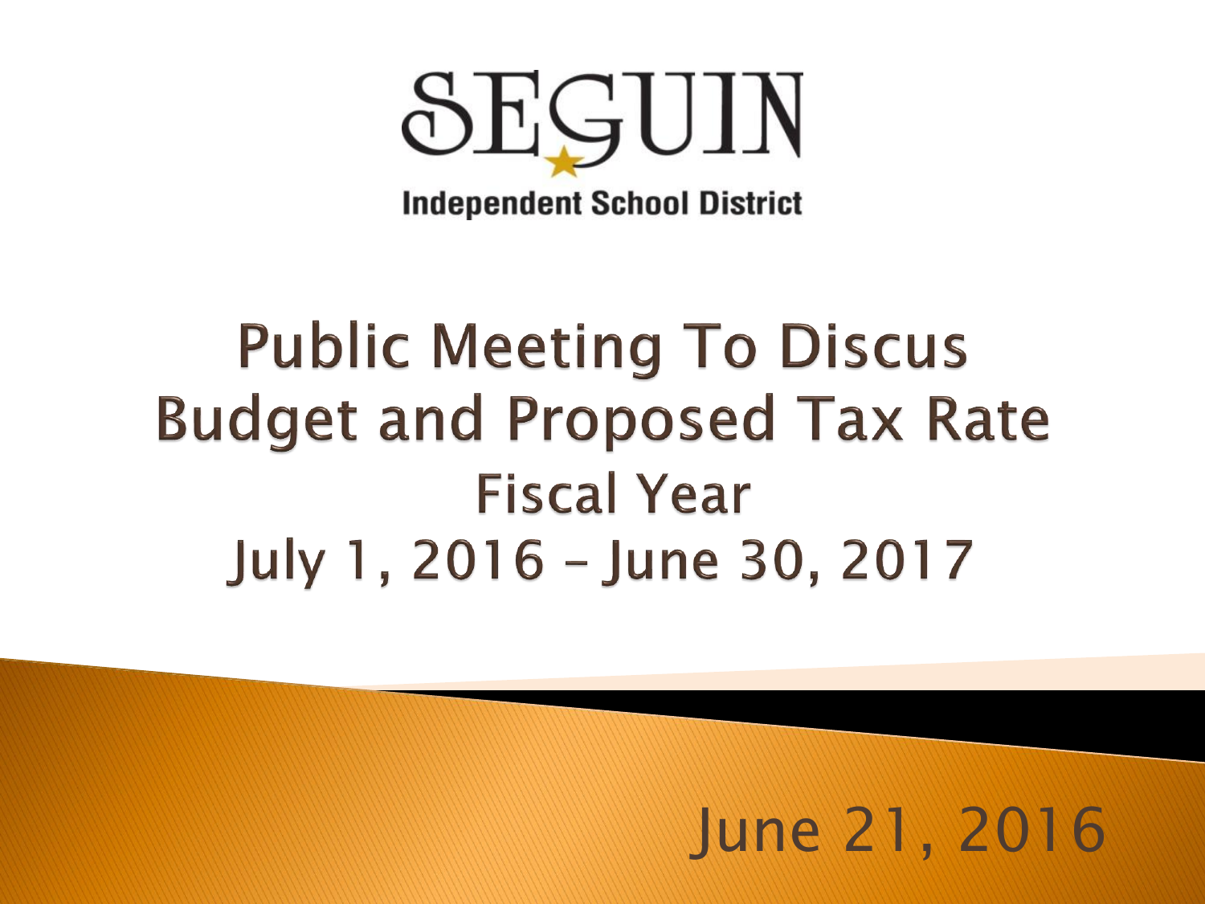SEGUIN

Independent School District

# Public Meeting To Discus Budget and Proposed Tax Rate

## Fiscal Year

## July 1, 2016 – June 30, 2017

June 21, 2016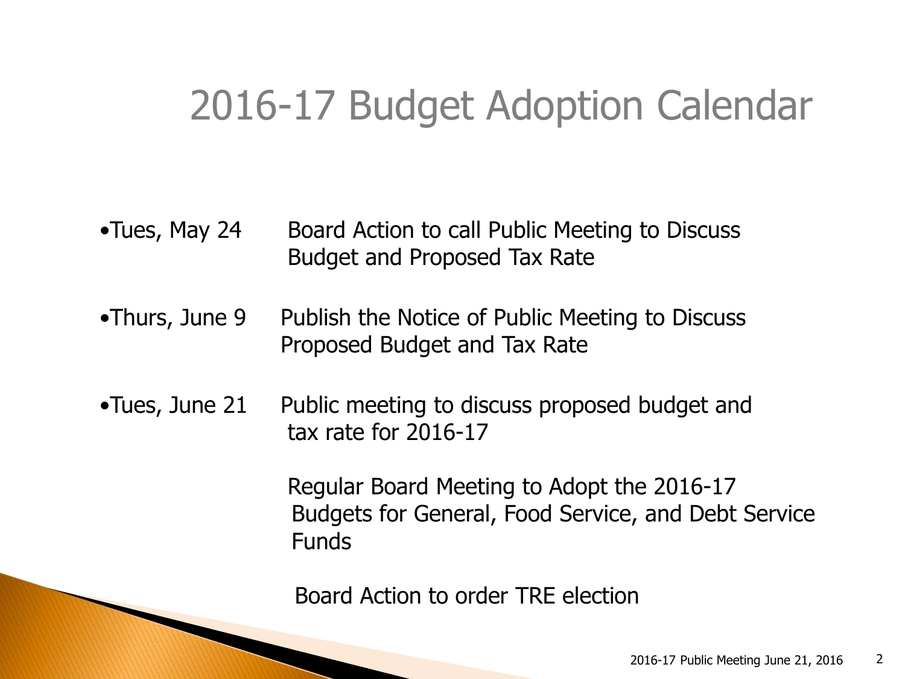# 2016-17 Budget Adoption Calendar

- Tues, May 24 — Board Action to call Public Meeting to Discuss Budget and Proposed Tax Rate
- Thurs, June 9 — Publish the Notice of Public Meeting to Discuss Proposed Budget and Tax Rate
- Tues, June 21 — Public meeting to discuss proposed budget and tax rate for 2016-17

  Regular Board Meeting to Adopt the 2016-17 Budgets for General, Food Service, and Debt Service Funds

  Board Action to order TRE election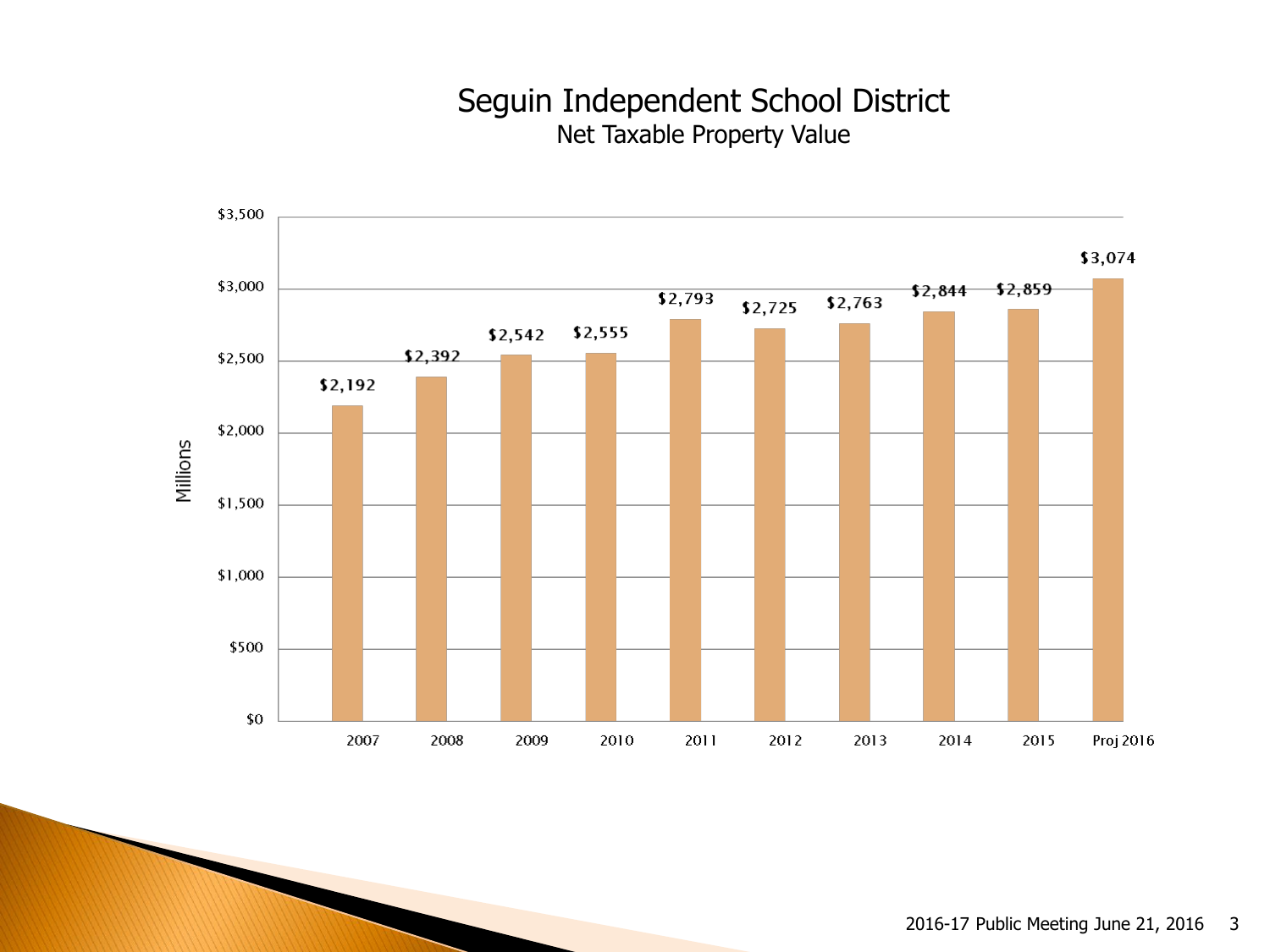# Seguin Independent School District

## Net Taxable Property Value

Millions

| Year | Net Taxable Property Value |
|---|---|
| 2007 | $2,192 |
| 2008 | $2,392 |
| 2009 | $2,542 |
| 2010 | $2,555 |
| 2011 | $2,793 |
| 2012 | $2,725 |
| 2013 | $2,763 |
| 2014 | $2,844 |
| 2015 | $2,859 |
| Proj 2016 | $3,074 |

2016-17 Public Meeting June 21, 2016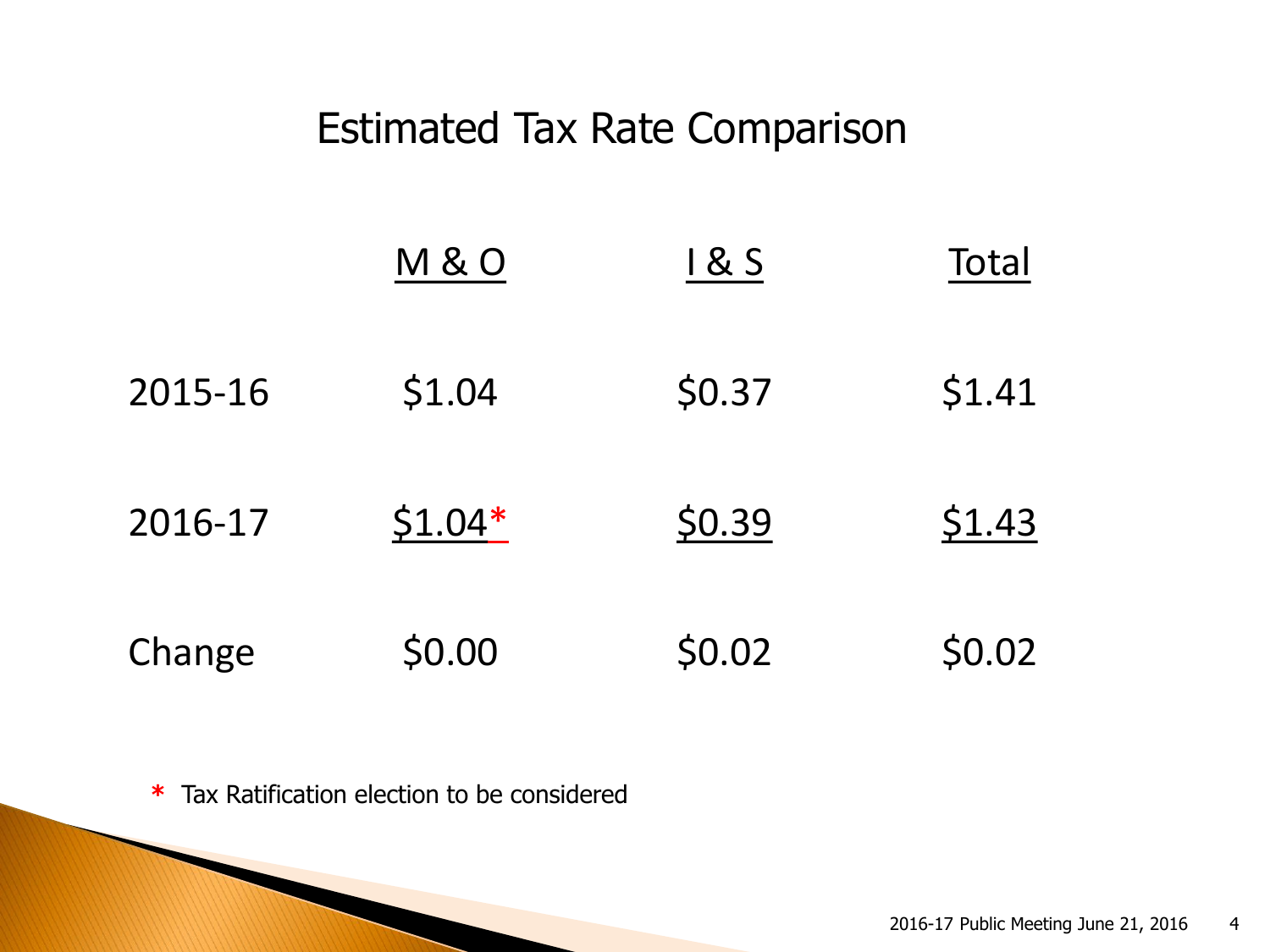# Estimated Tax Rate Comparison

| | M & O | I & S | Total |
|---|---|---|---|
| 2015-16 | $1.04 | $0.37 | $1.41 |
| 2016-17 | $1.04* | $0.39 | $1.43 |
| Change | $0.00 | $0.02 | $0.02 |

\* Tax Ratification election to be considered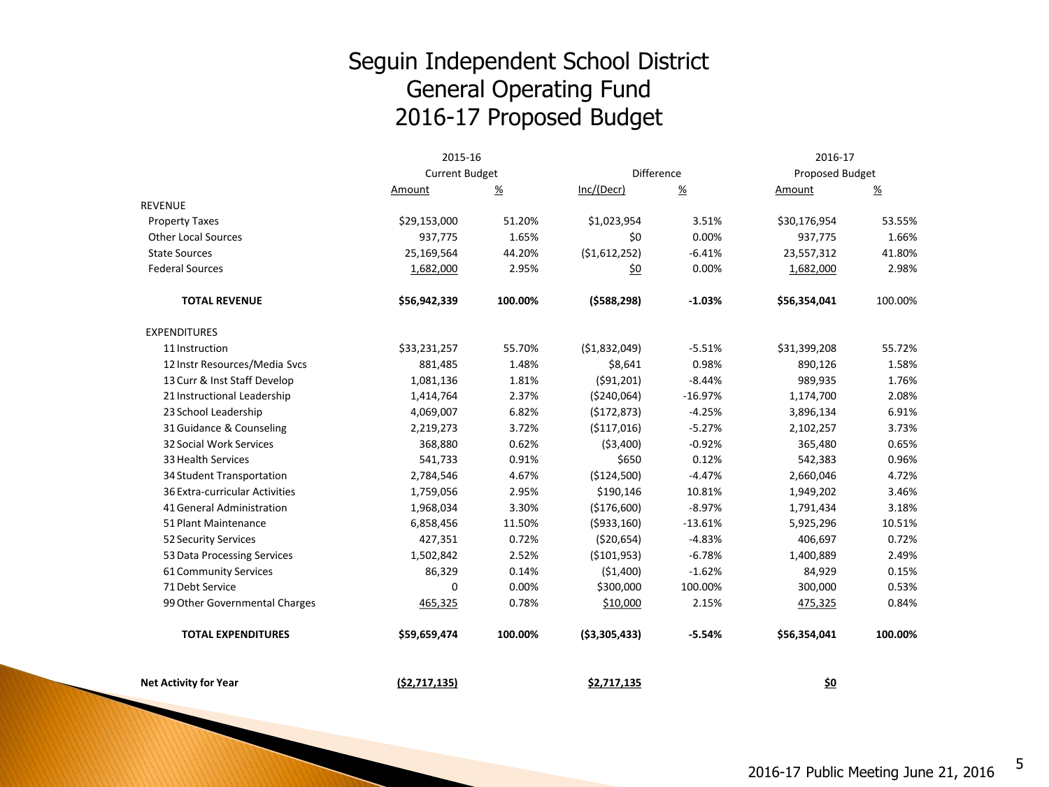# Seguin Independent School District
# General Operating Fund
# 2016-17 Proposed Budget

| | 2015-16 Current Budget | | Difference | | 2016-17 Proposed Budget | |
|---|---|---|---|---|---|---|
| | Amount | % | Inc/(Decr) | % | Amount | % |
| REVENUE | | | | | | |
| Property Taxes | $29,153,000 | 51.20% | $1,023,954 | 3.51% | $30,176,954 | 53.55% |
| Other Local Sources | 937,775 | 1.65% | $0 | 0.00% | 937,775 | 1.66% |
| State Sources | 25,169,564 | 44.20% | ($1,612,252) | -6.41% | 23,557,312 | 41.80% |
| Federal Sources | 1,682,000 | 2.95% | $0 | 0.00% | 1,682,000 | 2.98% |
| **TOTAL REVENUE** | **$56,942,339** | **100.00%** | **($588,298)** | **-1.03%** | **$56,354,041** | 100.00% |
| EXPENDITURES | | | | | | |
| 11 Instruction | $33,231,257 | 55.70% | ($1,832,049) | -5.51% | $31,399,208 | 55.72% |
| 12 Instr Resources/Media Svcs | 881,485 | 1.48% | $8,641 | 0.98% | 890,126 | 1.58% |
| 13 Curr & Inst Staff Develop | 1,081,136 | 1.81% | ($91,201) | -8.44% | 989,935 | 1.76% |
| 21 Instructional Leadership | 1,414,764 | 2.37% | ($240,064) | -16.97% | 1,174,700 | 2.08% |
| 23 School Leadership | 4,069,007 | 6.82% | ($172,873) | -4.25% | 3,896,134 | 6.91% |
| 31 Guidance & Counseling | 2,219,273 | 3.72% | ($117,016) | -5.27% | 2,102,257 | 3.73% |
| 32 Social Work Services | 368,880 | 0.62% | ($3,400) | -0.92% | 365,480 | 0.65% |
| 33 Health Services | 541,733 | 0.91% | $650 | 0.12% | 542,383 | 0.96% |
| 34 Student Transportation | 2,784,546 | 4.67% | ($124,500) | -4.47% | 2,660,046 | 4.72% |
| 36 Extra-curricular Activities | 1,759,056 | 2.95% | $190,146 | 10.81% | 1,949,202 | 3.46% |
| 41 General Administration | 1,968,034 | 3.30% | ($176,600) | -8.97% | 1,791,434 | 3.18% |
| 51 Plant Maintenance | 6,858,456 | 11.50% | ($933,160) | -13.61% | 5,925,296 | 10.51% |
| 52 Security Services | 427,351 | 0.72% | ($20,654) | -4.83% | 406,697 | 0.72% |
| 53 Data Processing Services | 1,502,842 | 2.52% | ($101,953) | -6.78% | 1,400,889 | 2.49% |
| 61 Community Services | 86,329 | 0.14% | ($1,400) | -1.62% | 84,929 | 0.15% |
| 71 Debt Service | 0 | 0.00% | $300,000 | 100.00% | 300,000 | 0.53% |
| 99 Other Governmental Charges | 465,325 | 0.78% | $10,000 | 2.15% | 475,325 | 0.84% |
| **TOTAL EXPENDITURES** | **$59,659,474** | **100.00%** | **($3,305,433)** | **-5.54%** | **$56,354,041** | **100.00%** |
| **Net Activity for Year** | **($2,717,135)** | | **$2,717,135** | | **$0** | |

2016-17 Public Meeting June 21, 2016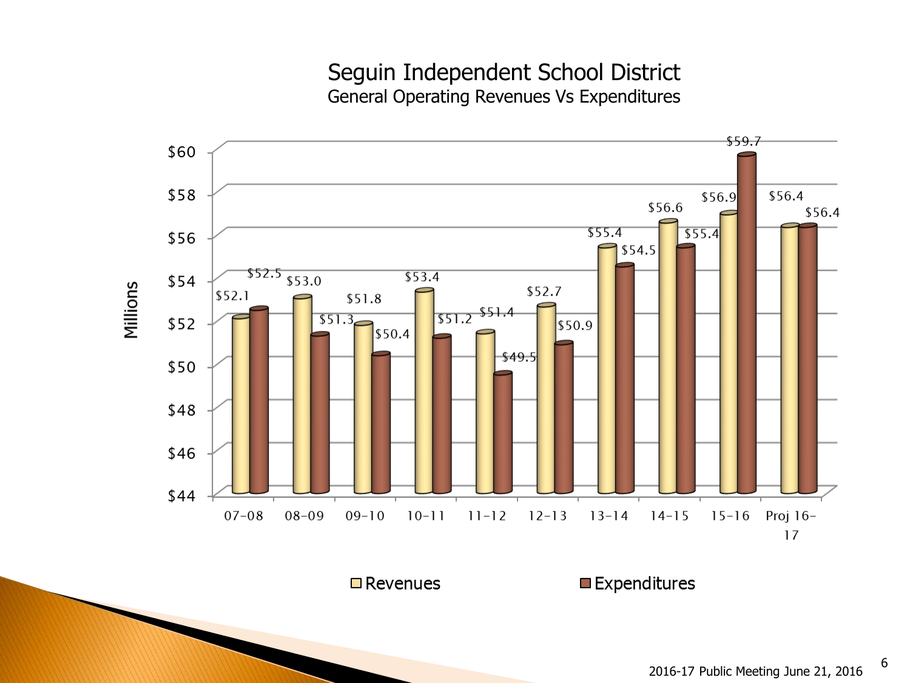# Seguin Independent School District

## General Operating Revenues Vs Expenditures

| Year | Revenues (Millions) | Expenditures (Millions) |
|---|---|---|
| 07-08 | $52.1 | $52.5 |
| 08-09 | $53.0 | $51.3 |
| 09-10 | $51.8 | $50.4 |
| 10-11 | $53.4 | $51.2 |
| 11-12 | $51.4 | $49.5 |
| 12-13 | $52.7 | $50.9 |
| 13-14 | $55.4 | $54.5 |
| 14-15 | $56.6 | $55.4 |
| 15-16 | $56.9 | $59.7 |
| Proj 16-17 | $56.4 | $56.4 |

2016-17 Public Meeting June 21, 2016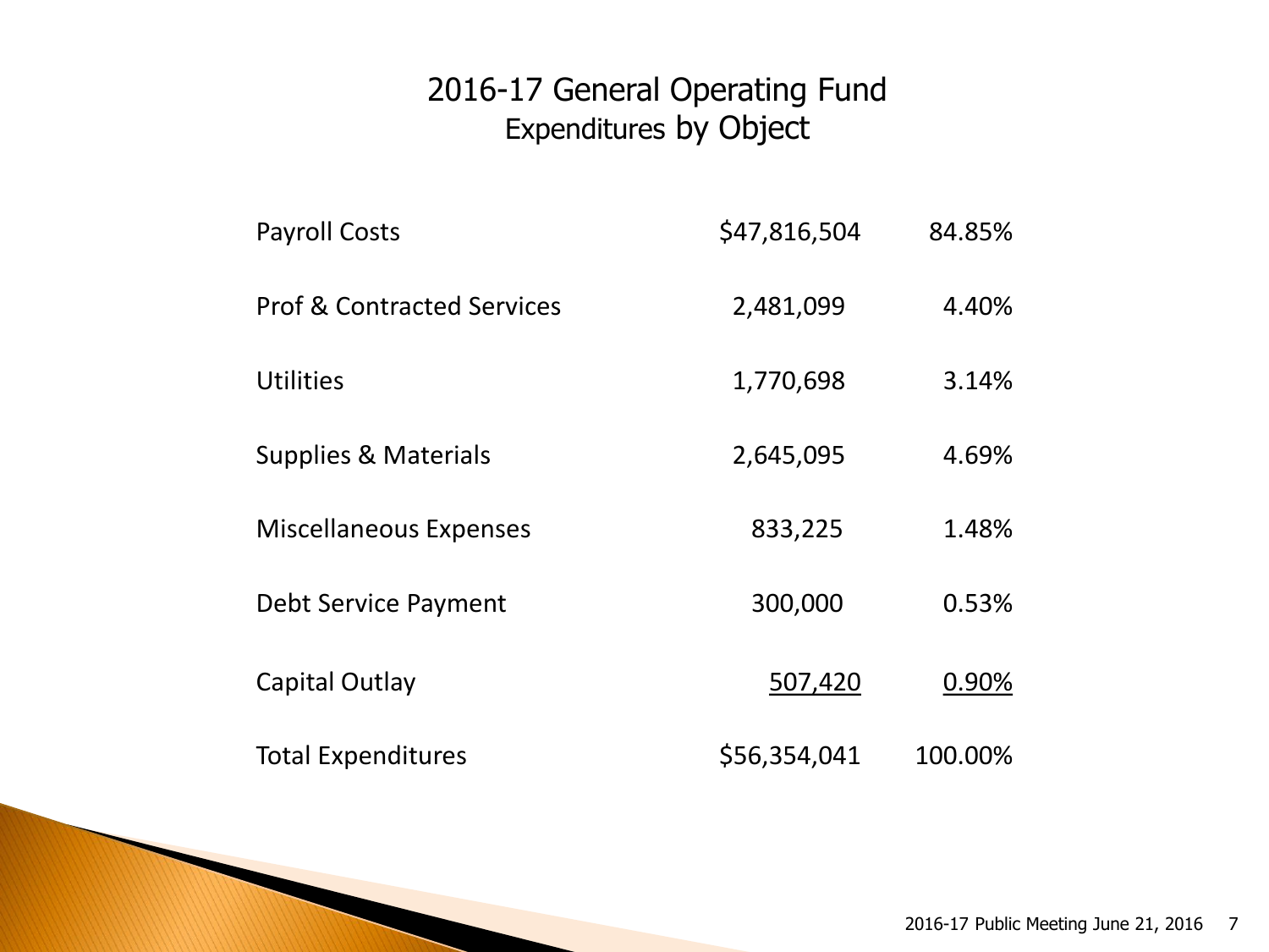# 2016-17 General Operating Fund

## Expenditures by Object

| | | |
|---|---|---|
| Payroll Costs | $47,816,504 | 84.85% |
| Prof & Contracted Services | 2,481,099 | 4.40% |
| Utilities | 1,770,698 | 3.14% |
| Supplies & Materials | 2,645,095 | 4.69% |
| Miscellaneous Expenses | 833,225 | 1.48% |
| Debt Service Payment | 300,000 | 0.53% |
| Capital Outlay | 507,420 | 0.90% |
| Total Expenditures | $56,354,041 | 100.00% |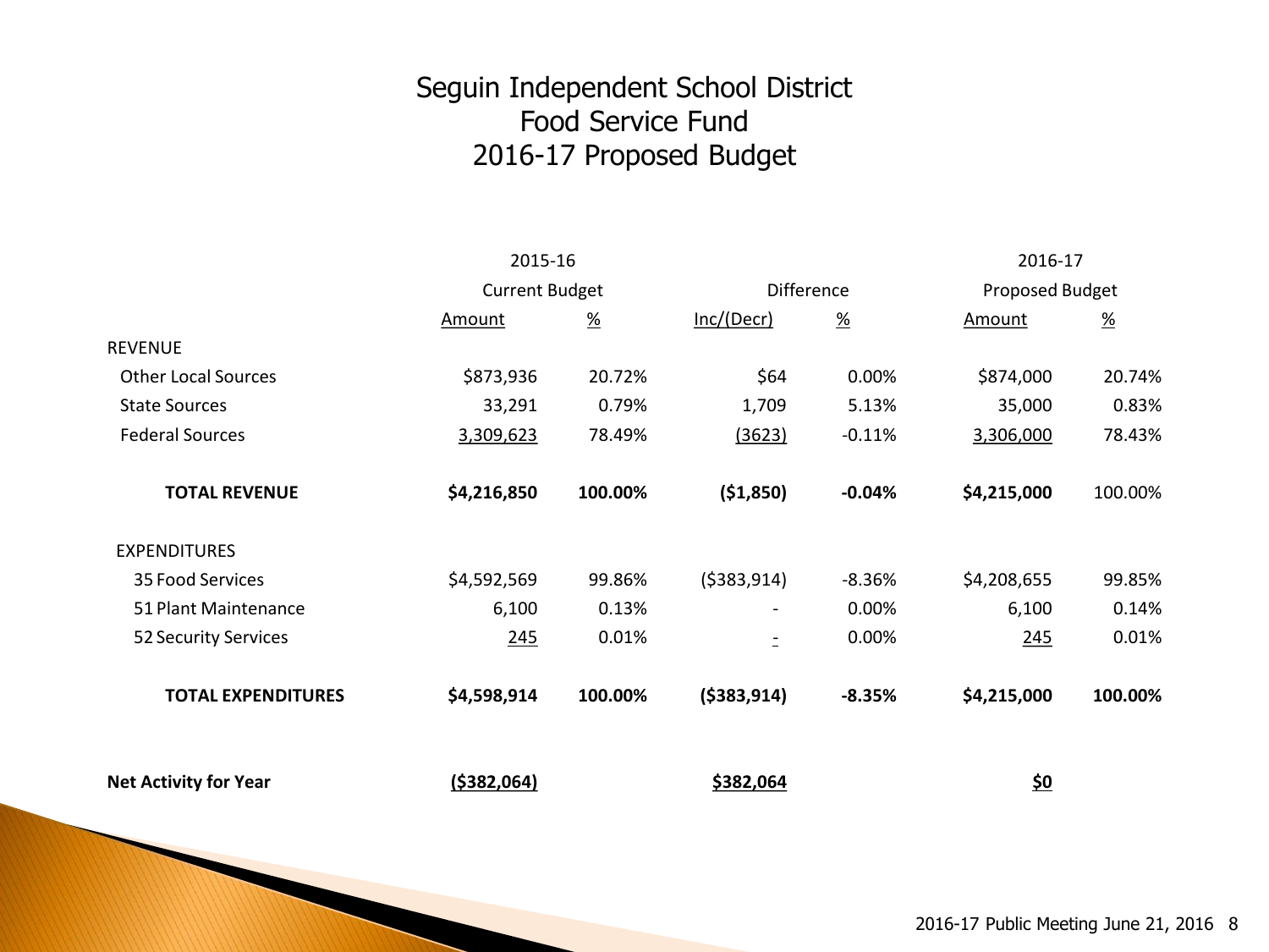# Seguin Independent School District
# Food Service Fund
# 2016-17 Proposed Budget

| | 2015-16 | | | | 2016-17 | |
|---|---|---|---|---|---|---|
| | Current Budget | | Difference | | Proposed Budget | |
| | Amount | % | Inc/(Decr) | % | Amount | % |
| REVENUE | | | | | | |
| Other Local Sources | $873,936 | 20.72% | $64 | 0.00% | $874,000 | 20.74% |
| State Sources | 33,291 | 0.79% | 1,709 | 5.13% | 35,000 | 0.83% |
| Federal Sources | 3,309,623 | 78.49% | (3623) | -0.11% | 3,306,000 | 78.43% |
| **TOTAL REVENUE** | **$4,216,850** | **100.00%** | **($1,850)** | **-0.04%** | **$4,215,000** | 100.00% |
| EXPENDITURES | | | | | | |
| 35 Food Services | $4,592,569 | 99.86% | ($383,914) | -8.36% | $4,208,655 | 99.85% |
| 51 Plant Maintenance | 6,100 | 0.13% | - | 0.00% | 6,100 | 0.14% |
| 52 Security Services | 245 | 0.01% | - | 0.00% | 245 | 0.01% |
| **TOTAL EXPENDITURES** | **$4,598,914** | **100.00%** | **($383,914)** | **-8.35%** | **$4,215,000** | **100.00%** |
| **Net Activity for Year** | **($382,064)** | | **$382,064** | | **$0** | |

2016-17 Public Meeting June 21, 2016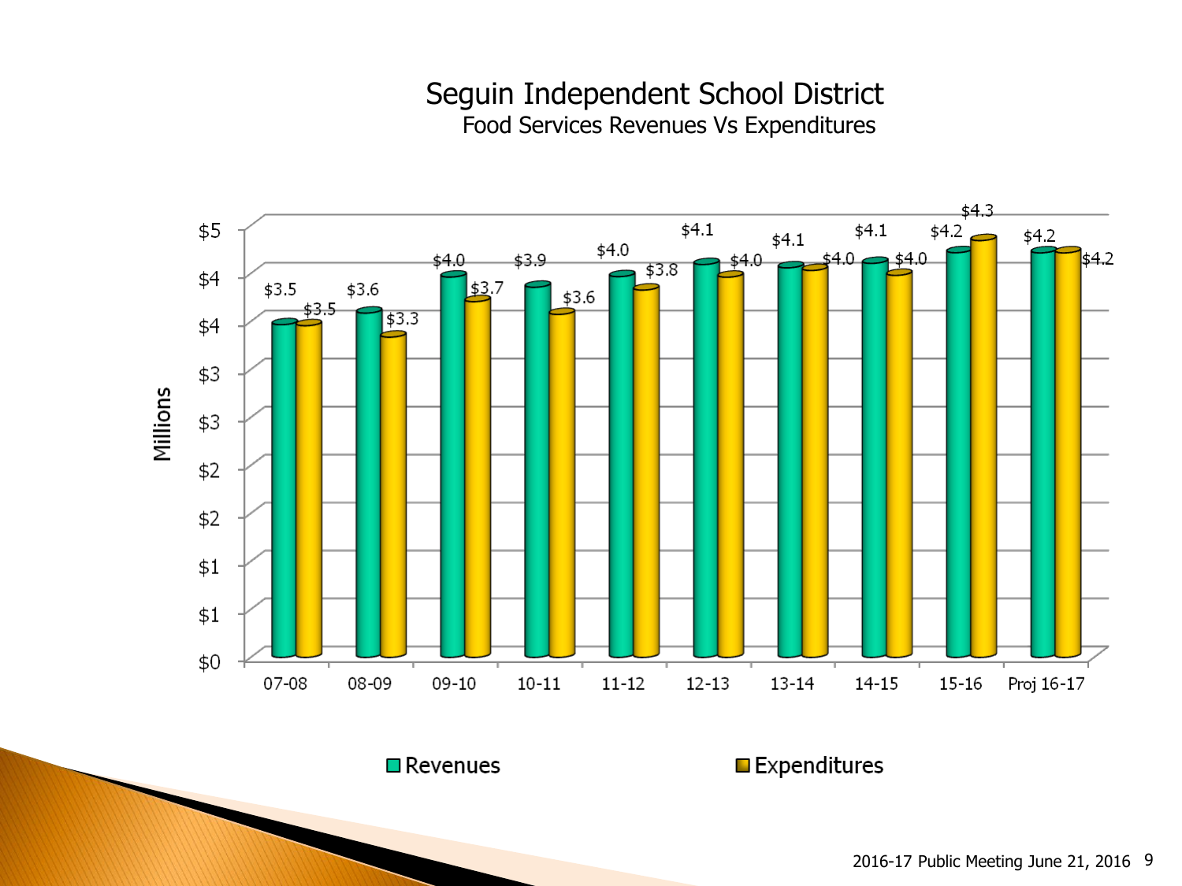# Seguin Independent School District

## Food Services Revenues Vs Expenditures

| Year | Revenues (Millions) | Expenditures (Millions) |
| --- | --- | --- |
| 07-08 | $3.5 | $3.5 |
| 08-09 | $3.6 | $3.3 |
| 09-10 | $4.0 | $3.7 |
| 10-11 | $3.9 | $3.6 |
| 11-12 | $4.0 | $3.8 |
| 12-13 | $4.1 | $4.0 |
| 13-14 | $4.1 | $4.0 |
| 14-15 | $4.1 | $4.0 |
| 15-16 | $4.2 | $4.3 |
| Proj 16-17 | $4.2 | $4.2 |

2016-17 Public Meeting June 21, 2016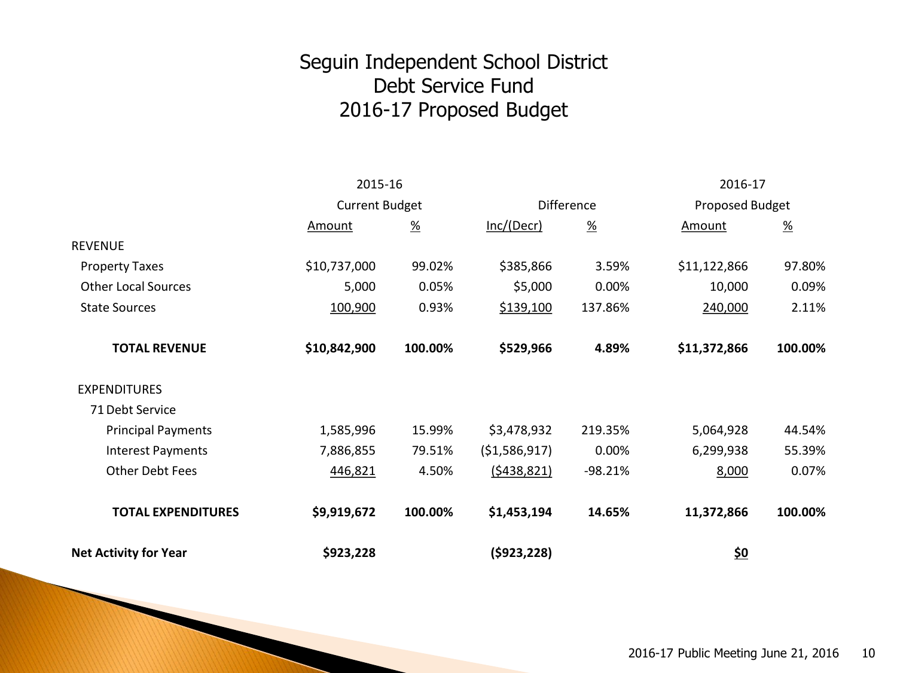# Seguin Independent School District
# Debt Service Fund
# 2016-17 Proposed Budget

| | 2015-16 Current Budget | | Difference | | 2016-17 Proposed Budget | |
|---|---|---|---|---|---|---|
| | Amount | % | Inc/(Decr) | % | Amount | % |
| REVENUE | | | | | | |
| Property Taxes | $10,737,000 | 99.02% | $385,866 | 3.59% | $11,122,866 | 97.80% |
| Other Local Sources | 5,000 | 0.05% | $5,000 | 0.00% | 10,000 | 0.09% |
| State Sources | 100,900 | 0.93% | $139,100 | 137.86% | 240,000 | 2.11% |
| **TOTAL REVENUE** | **$10,842,900** | **100.00%** | **$529,966** | **4.89%** | **$11,372,866** | **100.00%** |
| EXPENDITURES | | | | | | |
| 71 Debt Service | | | | | | |
| Principal Payments | 1,585,996 | 15.99% | $3,478,932 | 219.35% | 5,064,928 | 44.54% |
| Interest Payments | 7,886,855 | 79.51% | ($1,586,917) | 0.00% | 6,299,938 | 55.39% |
| Other Debt Fees | 446,821 | 4.50% | ($438,821) | -98.21% | 8,000 | 0.07% |
| **TOTAL EXPENDITURES** | **$9,919,672** | **100.00%** | **$1,453,194** | **14.65%** | **11,372,866** | **100.00%** |
| **Net Activity for Year** | **$923,228** | | **($923,228)** | | **$0** | |

2016-17 Public Meeting June 21, 2016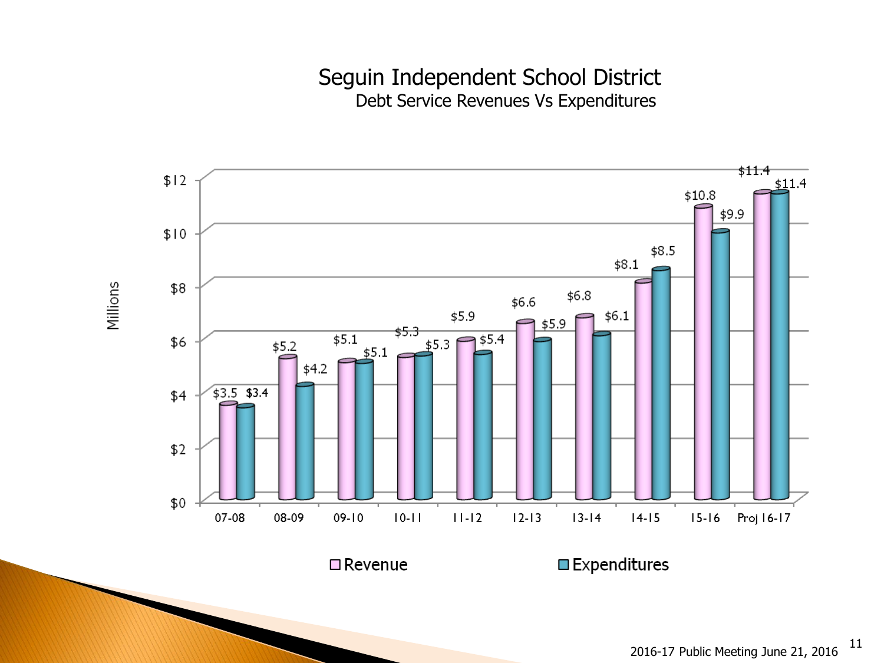# Seguin Independent School District

## Debt Service Revenues Vs Expenditures

Millions

| Year | Revenue | Expenditures |
|---|---|---|
| 07-08 | $3.5 | $3.4 |
| 08-09 | $5.2 | $4.2 |
| 09-10 | $5.1 | $5.1 |
| 10-11 | $5.3 | $5.3 |
| 11-12 | $5.9 | $5.4 |
| 12-13 | $6.6 | $5.9 |
| 13-14 | $6.8 | $6.1 |
| 14-15 | $8.1 | $8.5 |
| 15-16 | $10.8 | $9.9 |
| Proj 16-17 | $11.4 | $11.4 |

2016-17 Public Meeting June 21, 2016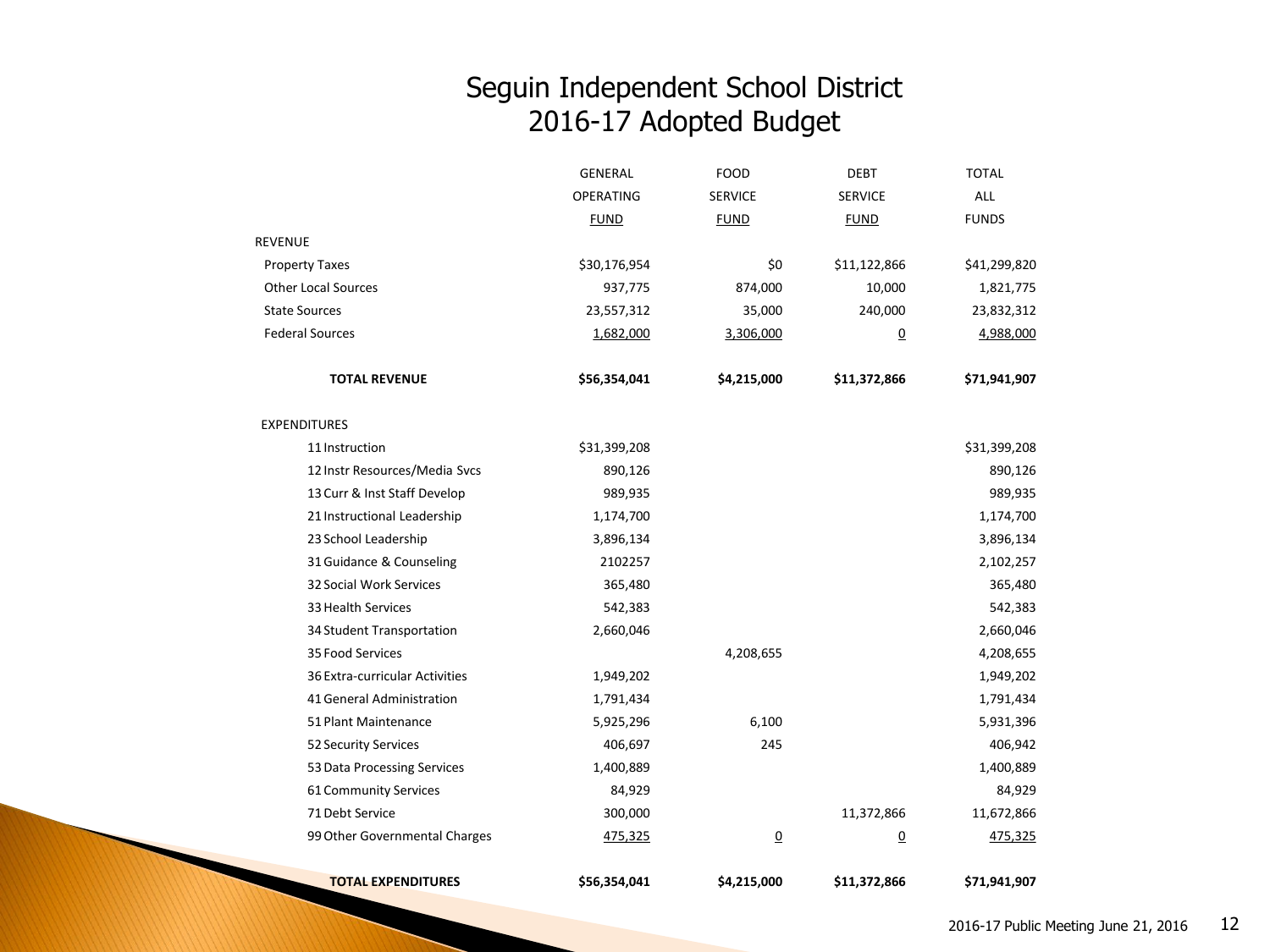# Seguin Independent School District
## 2016-17 Adopted Budget

| | GENERAL OPERATING FUND | FOOD SERVICE FUND | DEBT SERVICE FUND | TOTAL ALL FUNDS |
|---|---|---|---|---|
| REVENUE | | | | |
| Property Taxes | $30,176,954 | $0 | $11,122,866 | $41,299,820 |
| Other Local Sources | 937,775 | 874,000 | 10,000 | 1,821,775 |
| State Sources | 23,557,312 | 35,000 | 240,000 | 23,832,312 |
| Federal Sources | 1,682,000 | 3,306,000 | 0 | 4,988,000 |
| **TOTAL REVENUE** | **$56,354,041** | **$4,215,000** | **$11,372,866** | **$71,941,907** |
| EXPENDITURES | | | | |
| 11 Instruction | $31,399,208 | | | $31,399,208 |
| 12 Instr Resources/Media Svcs | 890,126 | | | 890,126 |
| 13 Curr & Inst Staff Develop | 989,935 | | | 989,935 |
| 21 Instructional Leadership | 1,174,700 | | | 1,174,700 |
| 23 School Leadership | 3,896,134 | | | 3,896,134 |
| 31 Guidance & Counseling | 2102257 | | | 2,102,257 |
| 32 Social Work Services | 365,480 | | | 365,480 |
| 33 Health Services | 542,383 | | | 542,383 |
| 34 Student Transportation | 2,660,046 | | | 2,660,046 |
| 35 Food Services | | 4,208,655 | | 4,208,655 |
| 36 Extra-curricular Activities | 1,949,202 | | | 1,949,202 |
| 41 General Administration | 1,791,434 | | | 1,791,434 |
| 51 Plant Maintenance | 5,925,296 | 6,100 | | 5,931,396 |
| 52 Security Services | 406,697 | 245 | | 406,942 |
| 53 Data Processing Services | 1,400,889 | | | 1,400,889 |
| 61 Community Services | 84,929 | | | 84,929 |
| 71 Debt Service | 300,000 | | 11,372,866 | 11,672,866 |
| 99 Other Governmental Charges | 475,325 | 0 | 0 | 475,325 |
| **TOTAL EXPENDITURES** | **$56,354,041** | **$4,215,000** | **$11,372,866** | **$71,941,907** |

2016-17 Public Meeting June 21, 2016